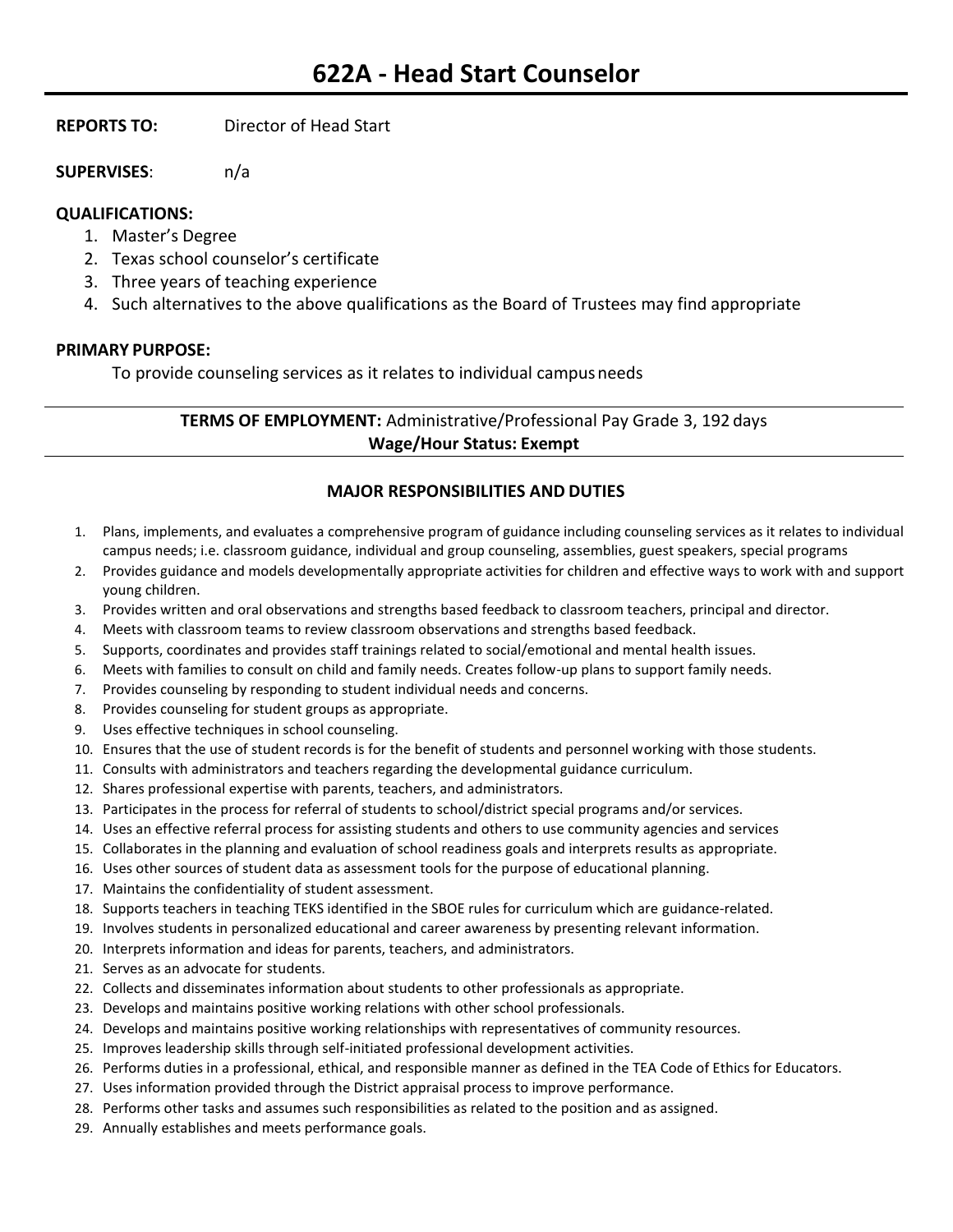# 622A - Head Start Counselor

**REPORTS TO:** Director of Head Start

**SUPERVISES**: n/a

**QUALIFICATIONS:**

1. Master's Degree
2. Texas school counselor's certificate
3. Three years of teaching experience
4. Such alternatives to the above qualifications as the Board of Trustees may find appropriate

**PRIMARY PURPOSE:**

To provide counseling services as it relates to individual campus needs

---

**TERMS OF EMPLOYMENT:** Administrative/Professional Pay Grade 3, 192 days
**Wage/Hour Status: Exempt**

---

**MAJOR RESPONSIBILITIES AND DUTIES**

1. Plans, implements, and evaluates a comprehensive program of guidance including counseling services as it relates to individual campus needs; i.e. classroom guidance, individual and group counseling, assemblies, guest speakers, special programs
2. Provides guidance and models developmentally appropriate activities for children and effective ways to work with and support young children.
3. Provides written and oral observations and strengths based feedback to classroom teachers, principal and director.
4. Meets with classroom teams to review classroom observations and strengths based feedback.
5. Supports, coordinates and provides staff trainings related to social/emotional and mental health issues.
6. Meets with families to consult on child and family needs. Creates follow-up plans to support family needs.
7. Provides counseling by responding to student individual needs and concerns.
8. Provides counseling for student groups as appropriate.
9. Uses effective techniques in school counseling.
10. Ensures that the use of student records is for the benefit of students and personnel working with those students.
11. Consults with administrators and teachers regarding the developmental guidance curriculum.
12. Shares professional expertise with parents, teachers, and administrators.
13. Participates in the process for referral of students to school/district special programs and/or services.
14. Uses an effective referral process for assisting students and others to use community agencies and services
15. Collaborates in the planning and evaluation of school readiness goals and interprets results as appropriate.
16. Uses other sources of student data as assessment tools for the purpose of educational planning.
17. Maintains the confidentiality of student assessment.
18. Supports teachers in teaching TEKS identified in the SBOE rules for curriculum which are guidance-related.
19. Involves students in personalized educational and career awareness by presenting relevant information.
20. Interprets information and ideas for parents, teachers, and administrators.
21. Serves as an advocate for students.
22. Collects and disseminates information about students to other professionals as appropriate.
23. Develops and maintains positive working relations with other school professionals.
24. Develops and maintains positive working relationships with representatives of community resources.
25. Improves leadership skills through self-initiated professional development activities.
26. Performs duties in a professional, ethical, and responsible manner as defined in the TEA Code of Ethics for Educators.
27. Uses information provided through the District appraisal process to improve performance.
28. Performs other tasks and assumes such responsibilities as related to the position and as assigned.
29. Annually establishes and meets performance goals.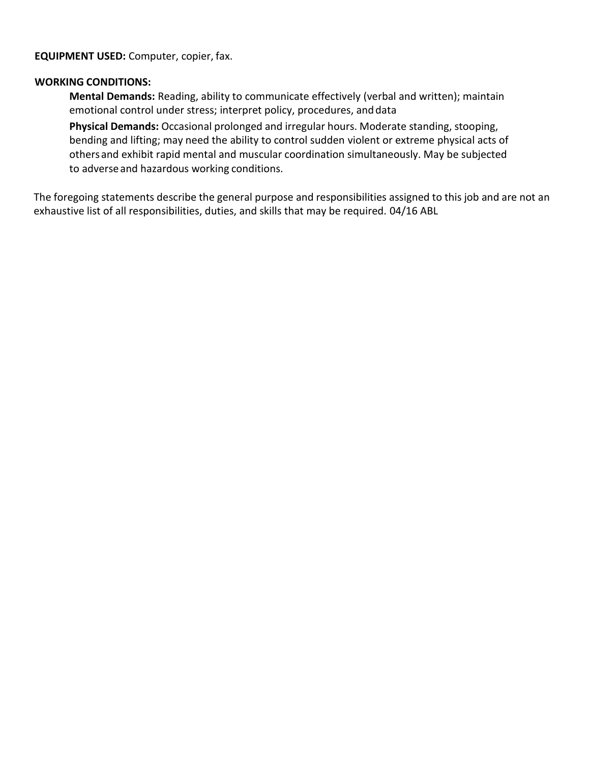**EQUIPMENT USED:** Computer, copier, fax.

**WORKING CONDITIONS:**

**Mental Demands:** Reading, ability to communicate effectively (verbal and written); maintain emotional control under stress; interpret policy, procedures, and data

**Physical Demands:** Occasional prolonged and irregular hours. Moderate standing, stooping, bending and lifting; may need the ability to control sudden violent or extreme physical acts of others and exhibit rapid mental and muscular coordination simultaneously. May be subjected to adverse and hazardous working conditions.

The foregoing statements describe the general purpose and responsibilities assigned to this job and are not an exhaustive list of all responsibilities, duties, and skills that may be required. 04/16 ABL